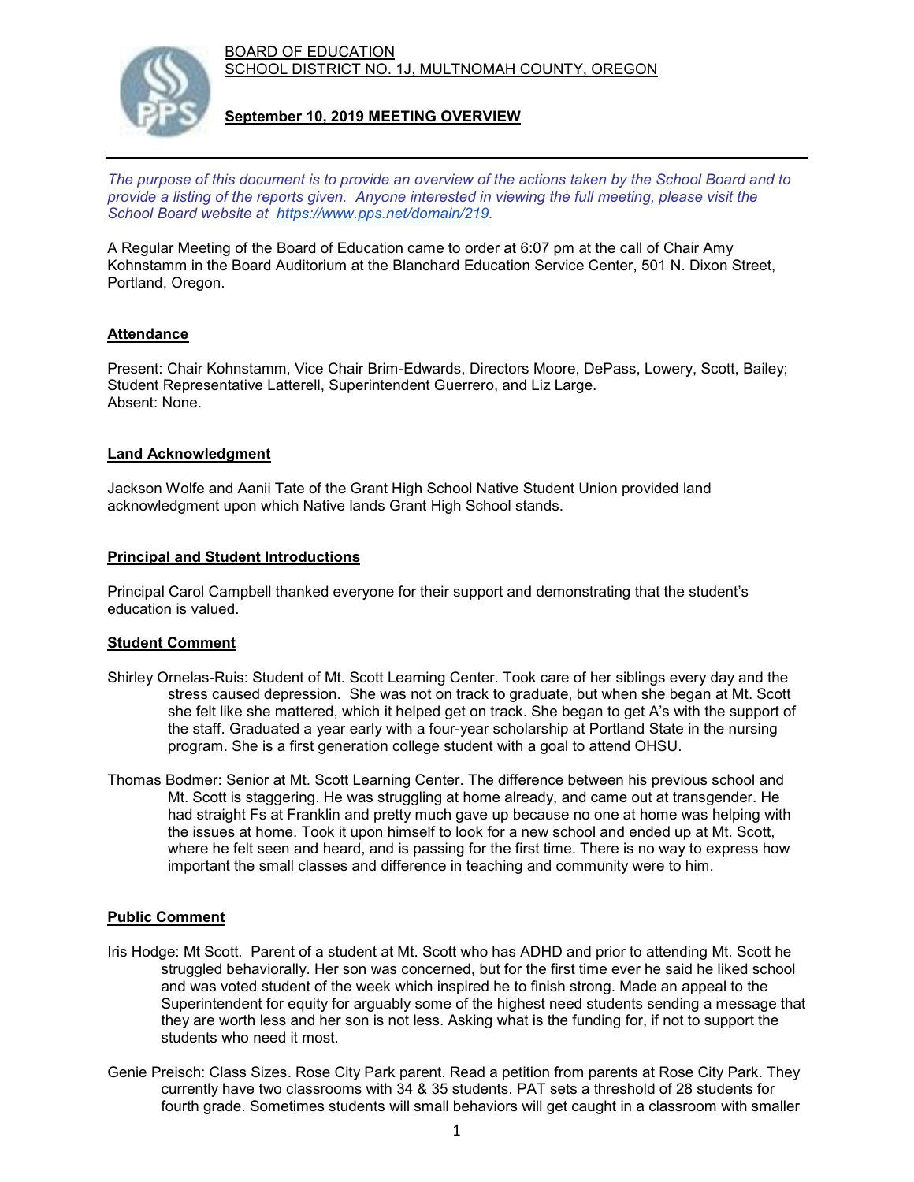BOARD OF EDUCATION
SCHOOL DISTRICT NO. 1J, MULTNOMAH COUNTY, OREGON

**September 10, 2019 MEETING OVERVIEW**

*The purpose of this document is to provide an overview of the actions taken by the School Board and to provide a listing of the reports given. Anyone interested in viewing the full meeting, please visit the School Board website at https://www.pps.net/domain/219.*

A Regular Meeting of the Board of Education came to order at 6:07 pm at the call of Chair Amy Kohnstamm in the Board Auditorium at the Blanchard Education Service Center, 501 N. Dixon Street, Portland, Oregon.

## Attendance

Present: Chair Kohnstamm, Vice Chair Brim-Edwards, Directors Moore, DePass, Lowery, Scott, Bailey; Student Representative Latterell, Superintendent Guerrero, and Liz Large.
Absent: None.

## Land Acknowledgment

Jackson Wolfe and Aanii Tate of the Grant High School Native Student Union provided land acknowledgment upon which Native lands Grant High School stands.

## Principal and Student Introductions

Principal Carol Campbell thanked everyone for their support and demonstrating that the student's education is valued.

## Student Comment

Shirley Ornelas-Ruis: Student of Mt. Scott Learning Center. Took care of her siblings every day and the stress caused depression. She was not on track to graduate, but when she began at Mt. Scott she felt like she mattered, which it helped get on track. She began to get A's with the support of the staff. Graduated a year early with a four-year scholarship at Portland State in the nursing program. She is a first generation college student with a goal to attend OHSU.

Thomas Bodmer: Senior at Mt. Scott Learning Center. The difference between his previous school and Mt. Scott is staggering. He was struggling at home already, and came out at transgender. He had straight Fs at Franklin and pretty much gave up because no one at home was helping with the issues at home. Took it upon himself to look for a new school and ended up at Mt. Scott, where he felt seen and heard, and is passing for the first time. There is no way to express how important the small classes and difference in teaching and community were to him.

## Public Comment

Iris Hodge: Mt Scott. Parent of a student at Mt. Scott who has ADHD and prior to attending Mt. Scott he struggled behaviorally. Her son was concerned, but for the first time ever he said he liked school and was voted student of the week which inspired he to finish strong. Made an appeal to the Superintendent for equity for arguably some of the highest need students sending a message that they are worth less and her son is not less. Asking what is the funding for, if not to support the students who need it most.

Genie Preisch: Class Sizes. Rose City Park parent. Read a petition from parents at Rose City Park. They currently have two classrooms with 34 & 35 students. PAT sets a threshold of 28 students for fourth grade. Sometimes students will small behaviors will get caught in a classroom with smaller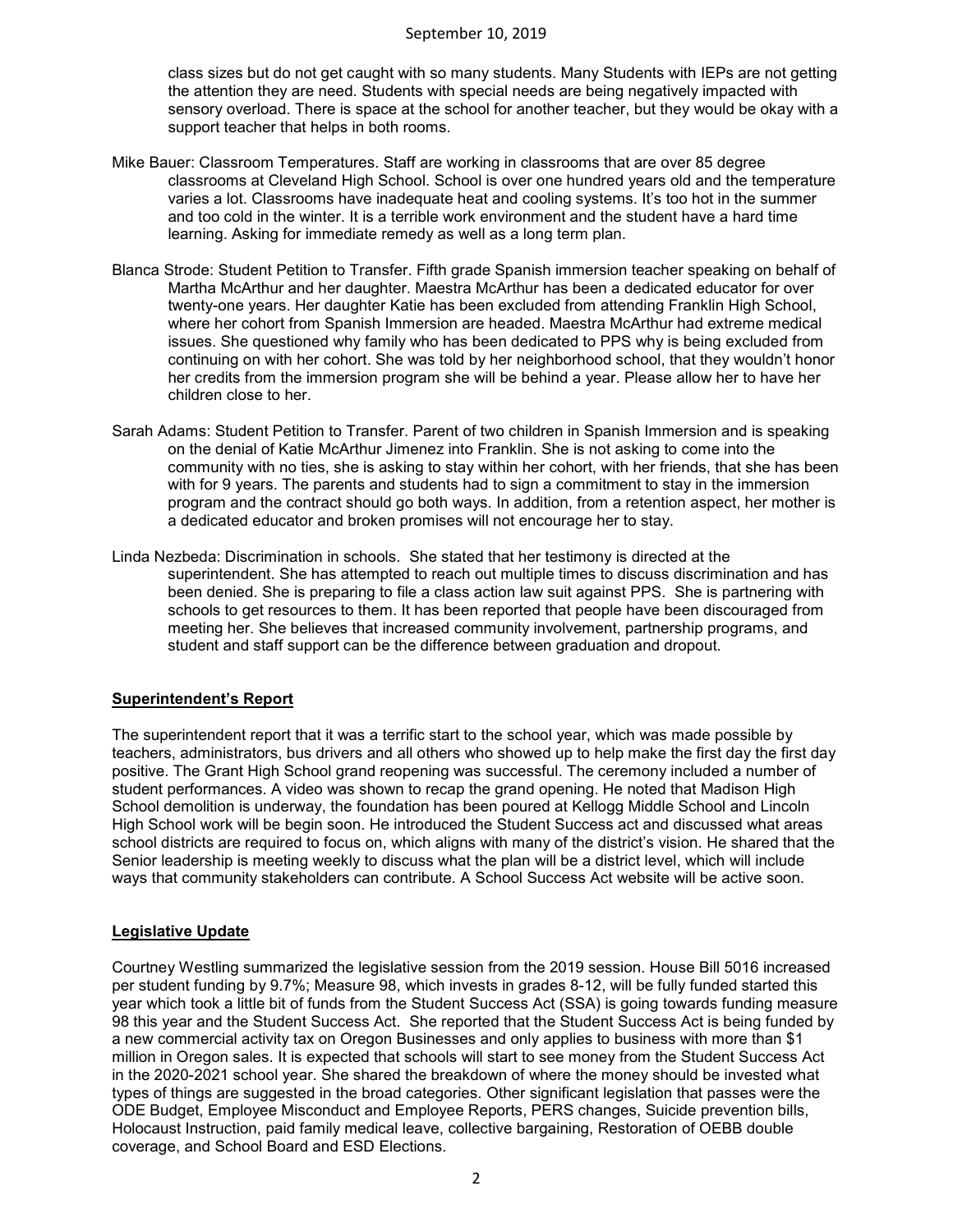class sizes but do not get caught with so many students. Many Students with IEPs are not getting the attention they are need. Students with special needs are being negatively impacted with sensory overload. There is space at the school for another teacher, but they would be okay with a support teacher that helps in both rooms.

Mike Bauer: Classroom Temperatures. Staff are working in classrooms that are over 85 degree classrooms at Cleveland High School. School is over one hundred years old and the temperature varies a lot. Classrooms have inadequate heat and cooling systems. It's too hot in the summer and too cold in the winter. It is a terrible work environment and the student have a hard time learning. Asking for immediate remedy as well as a long term plan.

Blanca Strode: Student Petition to Transfer. Fifth grade Spanish immersion teacher speaking on behalf of Martha McArthur and her daughter. Maestra McArthur has been a dedicated educator for over twenty-one years. Her daughter Katie has been excluded from attending Franklin High School, where her cohort from Spanish Immersion are headed. Maestra McArthur had extreme medical issues. She questioned why family who has been dedicated to PPS why is being excluded from continuing on with her cohort. She was told by her neighborhood school, that they wouldn't honor her credits from the immersion program she will be behind a year. Please allow her to have her children close to her.

Sarah Adams: Student Petition to Transfer. Parent of two children in Spanish Immersion and is speaking on the denial of Katie McArthur Jimenez into Franklin. She is not asking to come into the community with no ties, she is asking to stay within her cohort, with her friends, that she has been with for 9 years. The parents and students had to sign a commitment to stay in the immersion program and the contract should go both ways. In addition, from a retention aspect, her mother is a dedicated educator and broken promises will not encourage her to stay.

Linda Nezbeda: Discrimination in schools. She stated that her testimony is directed at the superintendent. She has attempted to reach out multiple times to discuss discrimination and has been denied. She is preparing to file a class action law suit against PPS. She is partnering with schools to get resources to them. It has been reported that people have been discouraged from meeting her. She believes that increased community involvement, partnership programs, and student and staff support can be the difference between graduation and dropout.

## Superintendent's Report

The superintendent report that it was a terrific start to the school year, which was made possible by teachers, administrators, bus drivers and all others who showed up to help make the first day the first day positive. The Grant High School grand reopening was successful. The ceremony included a number of student performances. A video was shown to recap the grand opening. He noted that Madison High School demolition is underway, the foundation has been poured at Kellogg Middle School and Lincoln High School work will be begin soon. He introduced the Student Success act and discussed what areas school districts are required to focus on, which aligns with many of the district's vision. He shared that the Senior leadership is meeting weekly to discuss what the plan will be a district level, which will include ways that community stakeholders can contribute. A School Success Act website will be active soon.

## Legislative Update

Courtney Westling summarized the legislative session from the 2019 session. House Bill 5016 increased per student funding by 9.7%; Measure 98, which invests in grades 8-12, will be fully funded started this year which took a little bit of funds from the Student Success Act (SSA) is going towards funding measure 98 this year and the Student Success Act. She reported that the Student Success Act is being funded by a new commercial activity tax on Oregon Businesses and only applies to business with more than $1 million in Oregon sales. It is expected that schools will start to see money from the Student Success Act in the 2020-2021 school year. She shared the breakdown of where the money should be invested what types of things are suggested in the broad categories. Other significant legislation that passes were the ODE Budget, Employee Misconduct and Employee Reports, PERS changes, Suicide prevention bills, Holocaust Instruction, paid family medical leave, collective bargaining, Restoration of OEBB double coverage, and School Board and ESD Elections.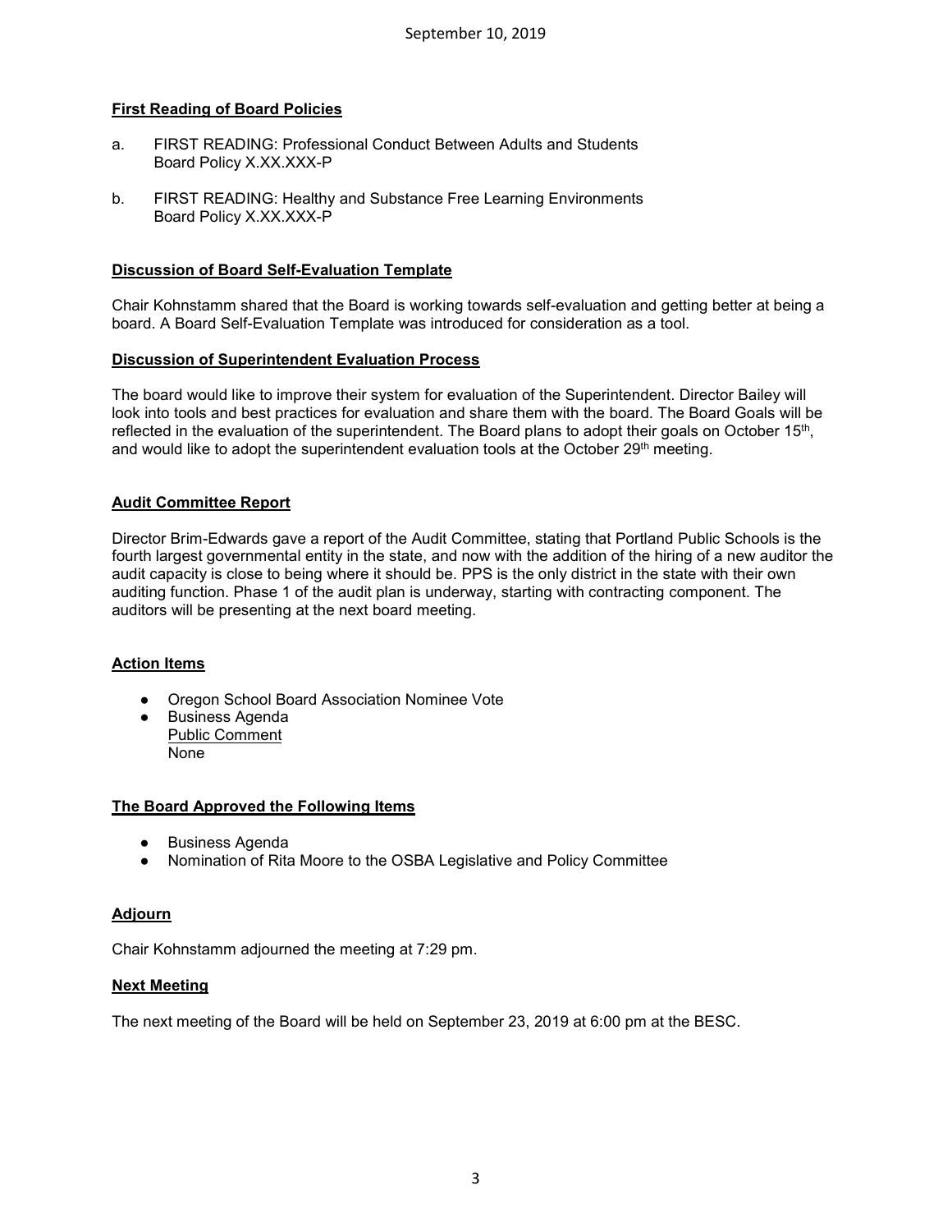**First Reading of Board Policies**

a. FIRST READING: Professional Conduct Between Adults and Students
   Board Policy X.XX.XXX-P

b. FIRST READING: Healthy and Substance Free Learning Environments
   Board Policy X.XX.XXX-P

**Discussion of Board Self-Evaluation Template**

Chair Kohnstamm shared that the Board is working towards self-evaluation and getting better at being a board. A Board Self-Evaluation Template was introduced for consideration as a tool.

**Discussion of Superintendent Evaluation Process**

The board would like to improve their system for evaluation of the Superintendent. Director Bailey will look into tools and best practices for evaluation and share them with the board. The Board Goals will be reflected in the evaluation of the superintendent. The Board plans to adopt their goals on October 15th, and would like to adopt the superintendent evaluation tools at the October 29th meeting.

**Audit Committee Report**

Director Brim-Edwards gave a report of the Audit Committee, stating that Portland Public Schools is the fourth largest governmental entity in the state, and now with the addition of the hiring of a new auditor the audit capacity is close to being where it should be. PPS is the only district in the state with their own auditing function. Phase 1 of the audit plan is underway, starting with contracting component. The auditors will be presenting at the next board meeting.

**Action Items**

- Oregon School Board Association Nominee Vote
- Business Agenda
  Public Comment
  None

**The Board Approved the Following Items**

- Business Agenda
- Nomination of Rita Moore to the OSBA Legislative and Policy Committee

**Adjourn**

Chair Kohnstamm adjourned the meeting at 7:29 pm.

**Next Meeting**

The next meeting of the Board will be held on September 23, 2019 at 6:00 pm at the BESC.